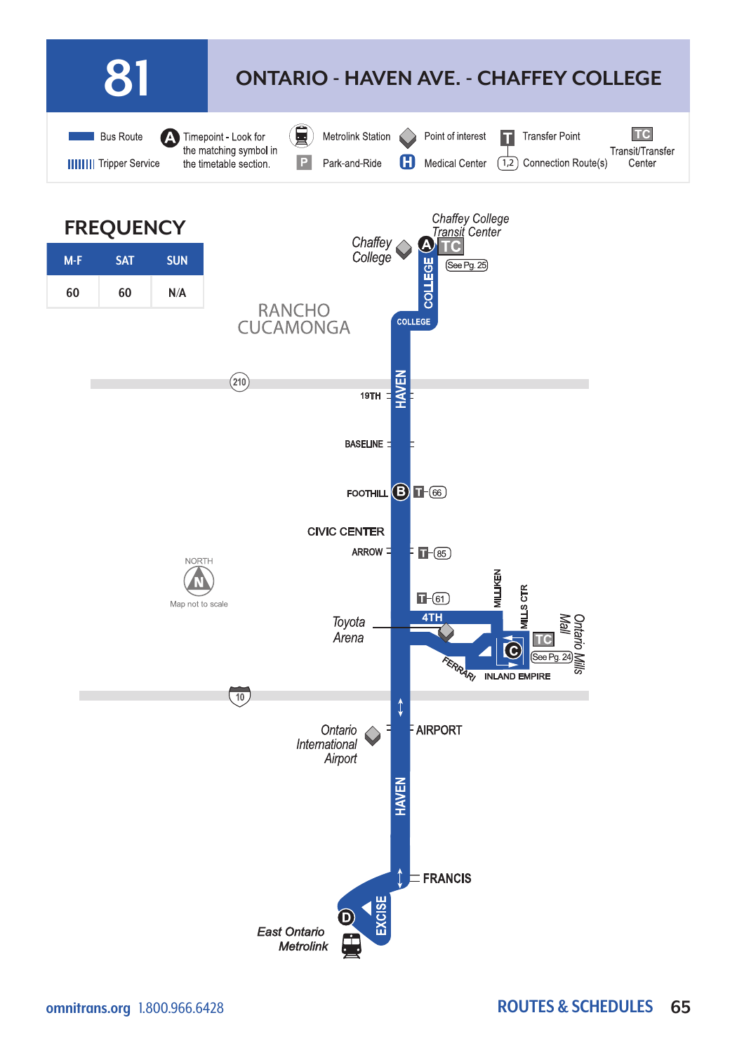# 81 ONTARIO - HAVEN AVE. - CHAFFEY COLLEGE

Bus Route | Tripper Service | A Timepoint - Look for the matching symbol in the timetable section. | Metrolink Station | P Park-and-Ride | Point of interest | H Medical Center | T Transfer Point | (1,2) Connection Route(s) | TC Transit/Transfer Center

## FREQUENCY

| M-F | SAT | SUN |
|---|---|---|
| 60 | 60 | N/A |

RANCHO CUCAMONGA

Chaffey College

A Chaffey College Transit Center TC (See Pg. 25)

COLLEGE

210

HAVEN

19TH

BASELINE

B FOOTHILL T (66)

CIVIC CENTER

ARROW T (85)

T (61)

4TH

MILLIKEN

MILLS CTR

Toyota Arena

Ontario Mills Mall

C TC (See Pg. 24)

FERRARI

INLAND EMPIRE

10

Ontario International Airport

AIRPORT

HAVEN

FRANCIS

EXCISE

D East Ontario Metrolink

NORTH

Map not to scale

omnitrans.org 1.800.966.6428

ROUTES & SCHEDULES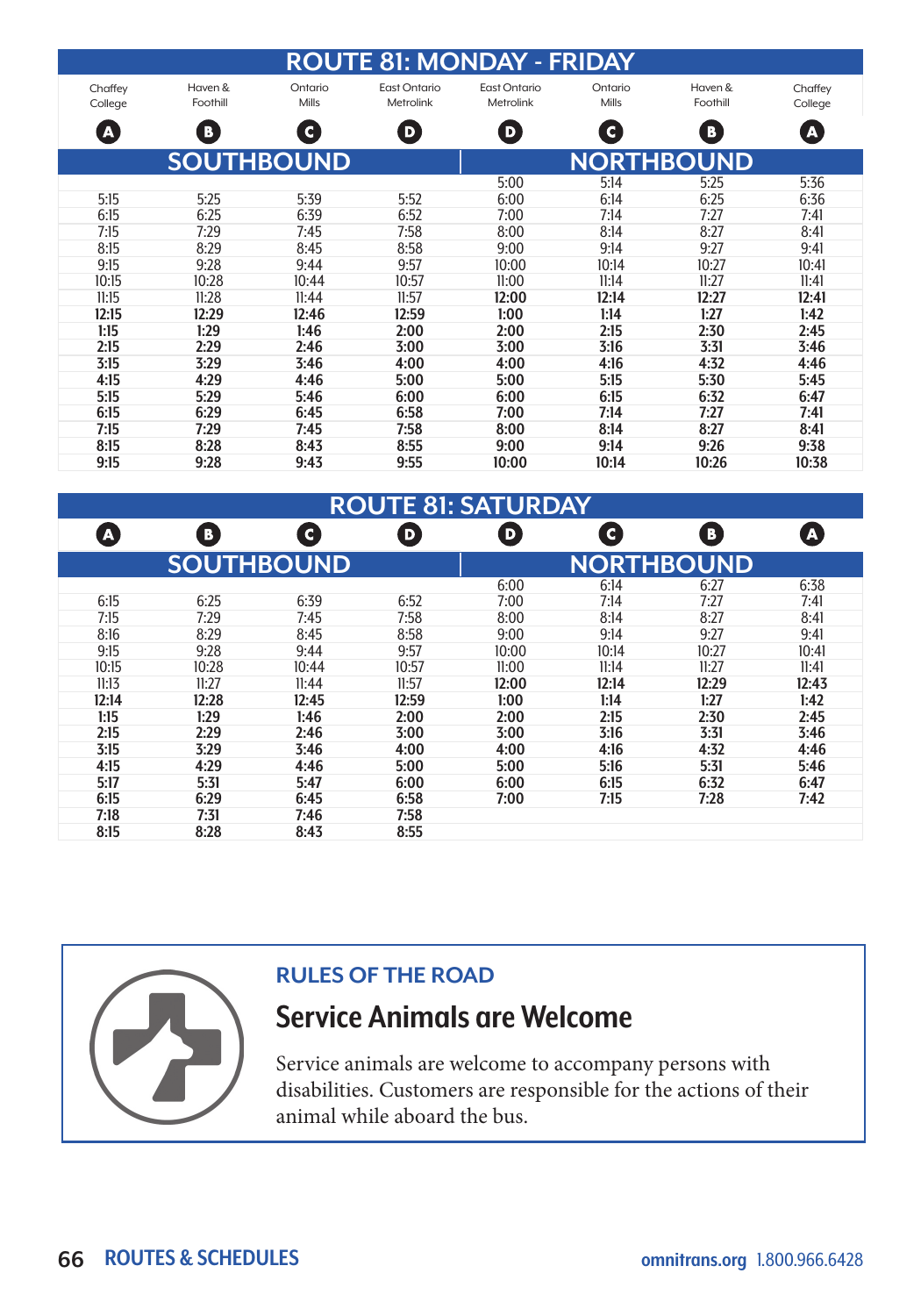## ROUTE 81: MONDAY - FRIDAY

| SOUTHBOUND | | | | NORTHBOUND | | | |
|---|---|---|---|---|---|---|---|
| Chaffey College (A) | Haven & Foothill (B) | Ontario Mills (C) | East Ontario Metrolink (D) | East Ontario Metrolink (D) | Ontario Mills (C) | Haven & Foothill (B) | Chaffey College (A) |
| | | | | 5:00 | 5:14 | 5:25 | 5:36 |
| 5:15 | 5:25 | 5:39 | 5:52 | 6:00 | 6:14 | 6:25 | 6:36 |
| 6:15 | 6:25 | 6:39 | 6:52 | 7:00 | 7:14 | 7:27 | 7:41 |
| 7:15 | 7:29 | 7:45 | 7:58 | 8:00 | 8:14 | 8:27 | 8:41 |
| 8:15 | 8:29 | 8:45 | 8:58 | 9:00 | 9:14 | 9:27 | 9:41 |
| 9:15 | 9:28 | 9:44 | 9:57 | 10:00 | 10:14 | 10:27 | 10:41 |
| 10:15 | 10:28 | 10:44 | 10:57 | 11:00 | 11:14 | 11:27 | 11:41 |
| 11:15 | 11:28 | 11:44 | 11:57 | **12:00** | **12:14** | **12:27** | **12:41** |
| **12:15** | **12:29** | **12:46** | **12:59** | **1:00** | **1:14** | **1:27** | **1:42** |
| **1:15** | **1:29** | **1:46** | **2:00** | **2:00** | **2:15** | **2:30** | **2:45** |
| **2:15** | **2:29** | **2:46** | **3:00** | **3:00** | **3:16** | **3:31** | **3:46** |
| **3:15** | **3:29** | **3:46** | **4:00** | **4:00** | **4:16** | **4:32** | **4:46** |
| **4:15** | **4:29** | **4:46** | **5:00** | **5:00** | **5:15** | **5:30** | **5:45** |
| **5:15** | **5:29** | **5:46** | **6:00** | **6:00** | **6:15** | **6:32** | **6:47** |
| **6:15** | **6:29** | **6:45** | **6:58** | **7:00** | **7:14** | **7:27** | **7:41** |
| **7:15** | **7:29** | **7:45** | **7:58** | **8:00** | **8:14** | **8:27** | **8:41** |
| **8:15** | **8:28** | **8:43** | **8:55** | **9:00** | **9:14** | **9:26** | **9:38** |
| **9:15** | **9:28** | **9:43** | **9:55** | **10:00** | **10:14** | **10:26** | **10:38** |

## ROUTE 81: SATURDAY

| SOUTHBOUND | | | | NORTHBOUND | | | |
|---|---|---|---|---|---|---|---|
| A | B | C | D | D | C | B | A |
| | | | | 6:00 | 6:14 | 6:27 | 6:38 |
| 6:15 | 6:25 | 6:39 | 6:52 | 7:00 | 7:14 | 7:27 | 7:41 |
| 7:15 | 7:29 | 7:45 | 7:58 | 8:00 | 8:14 | 8:27 | 8:41 |
| 8:16 | 8:29 | 8:45 | 8:58 | 9:00 | 9:14 | 9:27 | 9:41 |
| 9:15 | 9:28 | 9:44 | 9:57 | 10:00 | 10:14 | 10:27 | 10:41 |
| 10:15 | 10:28 | 10:44 | 10:57 | 11:00 | 11:14 | 11:27 | 11:41 |
| 11:13 | 11:27 | 11:44 | 11:57 | **12:00** | **12:14** | **12:29** | **12:43** |
| **12:14** | **12:28** | **12:45** | **12:59** | **1:00** | **1:14** | **1:27** | **1:42** |
| **1:15** | **1:29** | **1:46** | **2:00** | **2:00** | **2:15** | **2:30** | **2:45** |
| **2:15** | **2:29** | **2:46** | **3:00** | **3:00** | **3:16** | **3:31** | **3:46** |
| **3:15** | **3:29** | **3:46** | **4:00** | **4:00** | **4:16** | **4:32** | **4:46** |
| **4:15** | **4:29** | **4:46** | **5:00** | **5:00** | **5:16** | **5:31** | **5:46** |
| **5:17** | **5:31** | **5:47** | **6:00** | **6:00** | **6:15** | **6:32** | **6:47** |
| **6:15** | **6:29** | **6:45** | **6:58** | **7:00** | **7:15** | **7:28** | **7:42** |
| **7:18** | **7:31** | **7:46** | **7:58** | | | | |
| **8:15** | **8:28** | **8:43** | **8:55** | | | | |

### RULES OF THE ROAD

## Service Animals are Welcome

Service animals are welcome to accompany persons with disabilities. Customers are responsible for the actions of their animal while aboard the bus.